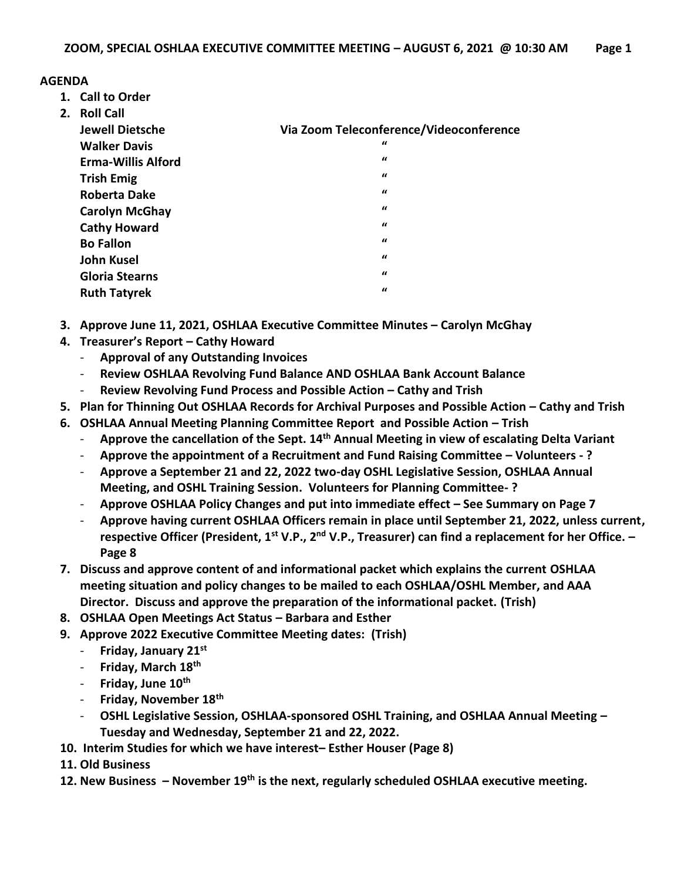# ZOOM, SPECIAL OSHLAA EXECUTIVE COMMITTEE MEETING – AUGUST 6, 2021 @ 10:30 AM

**AGENDA**

1. **Call to Order**
2. **Roll Call**

| | |
|---|---|
| **Jewell Dietsche** | **Via Zoom Teleconference/Videoconference** |
| **Walker Davis** | " |
| **Erma-Willis Alford** | " |
| **Trish Emig** | " |
| **Roberta Dake** | " |
| **Carolyn McGhay** | " |
| **Cathy Howard** | " |
| **Bo Fallon** | " |
| **John Kusel** | " |
| **Gloria Stearns** | " |
| **Ruth Tatyrek** | " |

3. **Approve June 11, 2021, OSHLAA Executive Committee Minutes – Carolyn McGhay**
4. **Treasurer's Report – Cathy Howard**
   - **Approval of any Outstanding Invoices**
   - **Review OSHLAA Revolving Fund Balance AND OSHLAA Bank Account Balance**
   - **Review Revolving Fund Process and Possible Action – Cathy and Trish**
5. **Plan for Thinning Out OSHLAA Records for Archival Purposes and Possible Action – Cathy and Trish**
6. **OSHLAA Annual Meeting Planning Committee Report and Possible Action – Trish**
   - **Approve the cancellation of the Sept. 14th Annual Meeting in view of escalating Delta Variant**
   - **Approve the appointment of a Recruitment and Fund Raising Committee – Volunteers - ?**
   - **Approve a September 21 and 22, 2022 two-day OSHL Legislative Session, OSHLAA Annual Meeting, and OSHL Training Session. Volunteers for Planning Committee- ?**
   - **Approve OSHLAA Policy Changes and put into immediate effect – See Summary on Page 7**
   - **Approve having current OSHLAA Officers remain in place until September 21, 2022, unless current, respective Officer (President, 1st V.P., 2nd V.P., Treasurer) can find a replacement for her Office. – Page 8**
7. **Discuss and approve content of and informational packet which explains the current OSHLAA meeting situation and policy changes to be mailed to each OSHLAA/OSHL Member, and AAA Director. Discuss and approve the preparation of the informational packet. (Trish)**
8. **OSHLAA Open Meetings Act Status – Barbara and Esther**
9. **Approve 2022 Executive Committee Meeting dates: (Trish)**
   - **Friday, January 21st**
   - **Friday, March 18th**
   - **Friday, June 10th**
   - **Friday, November 18th**
   - **OSHL Legislative Session, OSHLAA-sponsored OSHL Training, and OSHLAA Annual Meeting – Tuesday and Wednesday, September 21 and 22, 2022.**
10. **Interim Studies for which we have interest– Esther Houser (Page 8)**
11. **Old Business**
12. **New Business – November 19th is the next, regularly scheduled OSHLAA executive meeting.**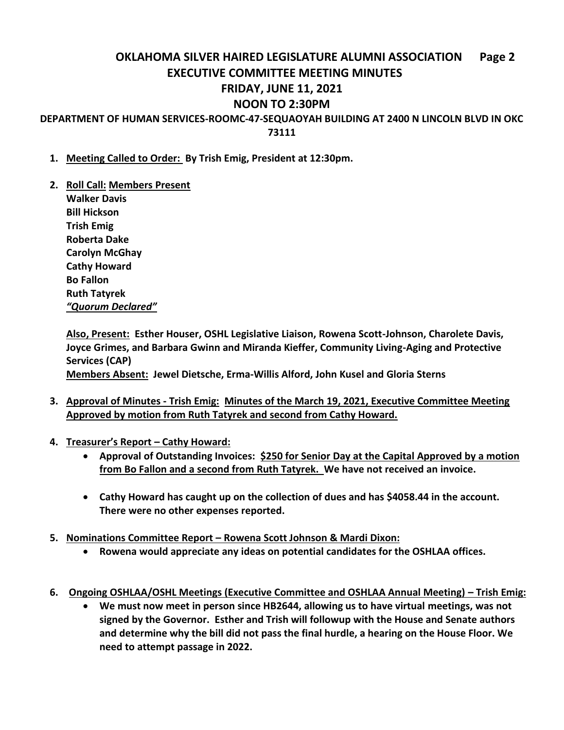# OKLAHOMA SILVER HAIRED LEGISLATURE ALUMNI ASSOCIATION
## EXECUTIVE COMMITTEE MEETING MINUTES
## FRIDAY, JUNE 11, 2021
## NOON TO 2:30PM

**DEPARTMENT OF HUMAN SERVICES-ROOMC-47-SEQUAOYAH BUILDING AT 2400 N LINCOLN BLVD IN OKC 73111**

1. **<u>Meeting Called to Order:</u> By Trish Emig, President at 12:30pm.**

2. **<u>Roll Call:</u> <u>Members Present</u>**
   **Walker Davis**
   **Bill Hickson**
   **Trish Emig**
   **Roberta Dake**
   **Carolyn McGhay**
   **Cathy Howard**
   **Bo Fallon**
   **Ruth Tatyrek**
   ***<u>"Quorum Declared"</u>***

   **<u>Also, Present:</u> Esther Houser, OSHL Legislative Liaison, Rowena Scott-Johnson, Charolete Davis, Joyce Grimes, and Barbara Gwinn and Miranda Kieffer, Community Living-Aging and Protective Services (CAP)**
   **<u>Members Absent:</u> Jewel Dietsche, Erma-Willis Alford, John Kusel and Gloria Sterns**

3. **<u>Approval of Minutes - Trish Emig: Minutes of the March 19, 2021, Executive Committee Meeting Approved by motion from Ruth Tatyrek and second from Cathy Howard.</u>**

4. **<u>Treasurer's Report – Cathy Howard:</u>**
   - **Approval of Outstanding Invoices: <u>$250 for Senior Day at the Capital Approved by a motion from Bo Fallon and a second from Ruth Tatyrek.</u> We have not received an invoice.**
   - **Cathy Howard has caught up on the collection of dues and has $4058.44 in the account. There were no other expenses reported.**

5. **<u>Nominations Committee Report – Rowena Scott Johnson & Mardi Dixon:</u>**
   - **Rowena would appreciate any ideas on potential candidates for the OSHLAA offices.**

6. **<u>Ongoing OSHLAA/OSHL Meetings (Executive Committee and OSHLAA Annual Meeting) – Trish Emig:</u>**
   - **We must now meet in person since HB2644, allowing us to have virtual meetings, was not signed by the Governor. Esther and Trish will followup with the House and Senate authors and determine why the bill did not pass the final hurdle, a hearing on the House Floor. We need to attempt passage in 2022.**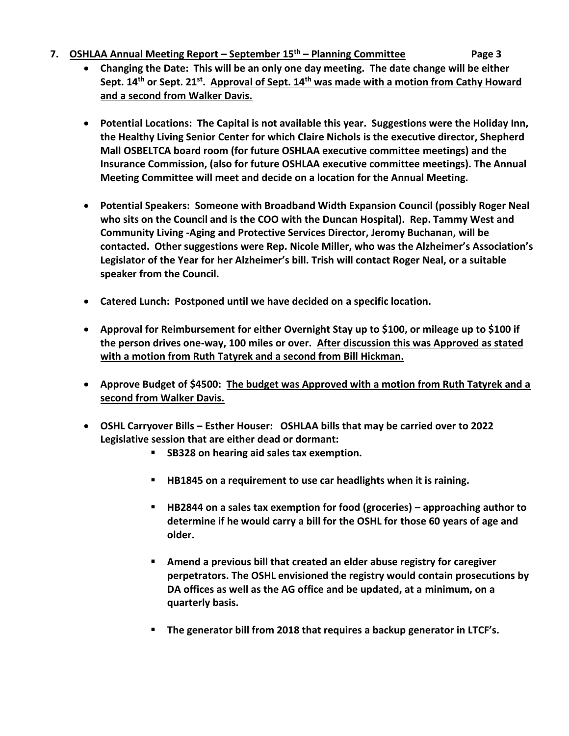**7. <u>OSHLAA Annual Meeting Report – September 15th – Planning Committee</u>**

- **Changing the Date: This will be an only one day meeting. The date change will be either Sept. 14th or Sept. 21st. <u>Approval of Sept. 14th was made with a motion from Cathy Howard and a second from Walker Davis.</u>**

- **Potential Locations: The Capital is not available this year. Suggestions were the Holiday Inn, the Healthy Living Senior Center for which Claire Nichols is the executive director, Shepherd Mall OSBELTCA board room (for future OSHLAA executive committee meetings) and the Insurance Commission, (also for future OSHLAA executive committee meetings). The Annual Meeting Committee will meet and decide on a location for the Annual Meeting.**

- **Potential Speakers: Someone with Broadband Width Expansion Council (possibly Roger Neal who sits on the Council and is the COO with the Duncan Hospital). Rep. Tammy West and Community Living -Aging and Protective Services Director, Jeromy Buchanan, will be contacted. Other suggestions were Rep. Nicole Miller, who was the Alzheimer's Association's Legislator of the Year for her Alzheimer's bill. Trish will contact Roger Neal, or a suitable speaker from the Council.**

- **Catered Lunch: Postponed until we have decided on a specific location.**

- **Approval for Reimbursement for either Overnight Stay up to $100, or mileage up to $100 if the person drives one-way, 100 miles or over. <u>After discussion this was Approved as stated with a motion from Ruth Tatyrek and a second from Bill Hickman.</u>**

- **Approve Budget of $4500: <u>The budget was Approved with a motion from Ruth Tatyrek and a second from Walker Davis.</u>**

- **OSHL Carryover Bills – Esther Houser: OSHLAA bills that may be carried over to 2022 Legislative session that are either dead or dormant:**
  - **SB328 on hearing aid sales tax exemption.**
  - **HB1845 on a requirement to use car headlights when it is raining.**
  - **HB2844 on a sales tax exemption for food (groceries) – approaching author to determine if he would carry a bill for the OSHL for those 60 years of age and older.**
  - **Amend a previous bill that created an elder abuse registry for caregiver perpetrators. The OSHL envisioned the registry would contain prosecutions by DA offices as well as the AG office and be updated, at a minimum, on a quarterly basis.**
  - **The generator bill from 2018 that requires a backup generator in LTCF's.**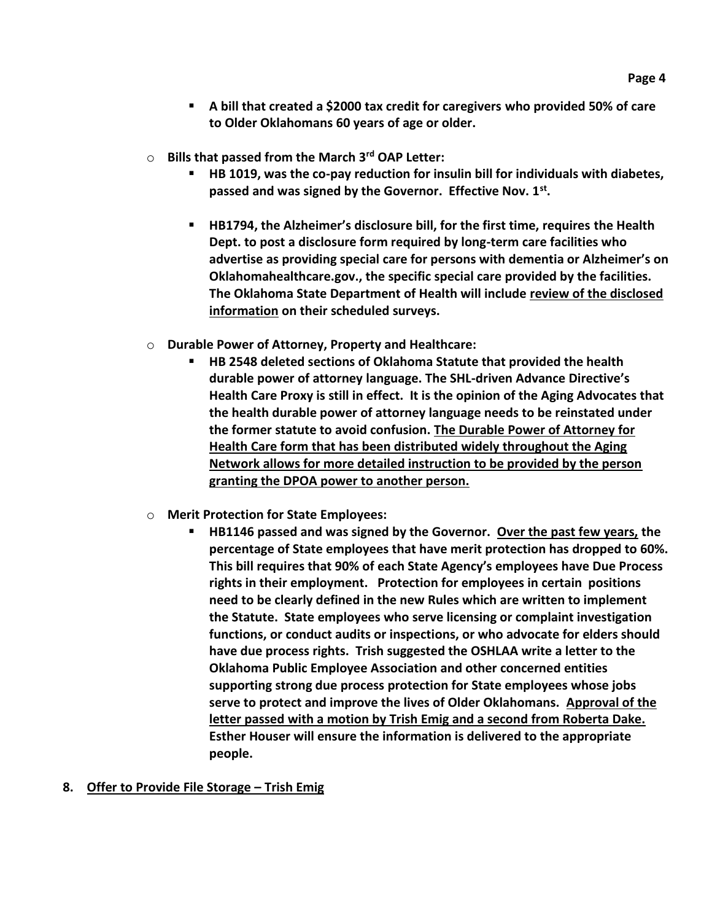- **A bill that created a $2000 tax credit for caregivers who provided 50% of care to Older Oklahomans 60 years of age or older.**

- **Bills that passed from the March 3rd OAP Letter:**
  - **HB 1019, was the co-pay reduction for insulin bill for individuals with diabetes, passed and was signed by the Governor. Effective Nov. 1st.**
  - **HB1794, the Alzheimer's disclosure bill, for the first time, requires the Health Dept. to post a disclosure form required by long-term care facilities who advertise as providing special care for persons with dementia or Alzheimer's on Oklahomahealthcare.gov., the specific special care provided by the facilities. The Oklahoma State Department of Health will include <u>review of the disclosed information</u> on their scheduled surveys.**

- **Durable Power of Attorney, Property and Healthcare:**
  - **HB 2548 deleted sections of Oklahoma Statute that provided the health durable power of attorney language. The SHL-driven Advance Directive's Health Care Proxy is still in effect. It is the opinion of the Aging Advocates that the health durable power of attorney language needs to be reinstated under the former statute to avoid confusion. <u>The Durable Power of Attorney for Health Care form that has been distributed widely throughout the Aging Network allows for more detailed instruction to be provided by the person granting the DPOA power to another person.</u>**

- **Merit Protection for State Employees:**
  - **HB1146 passed and was signed by the Governor. <u>Over the past few years,</u> the percentage of State employees that have merit protection has dropped to 60%. This bill requires that 90% of each State Agency's employees have Due Process rights in their employment. Protection for employees in certain positions need to be clearly defined in the new Rules which are written to implement the Statute. State employees who serve licensing or complaint investigation functions, or conduct audits or inspections, or who advocate for elders should have due process rights. Trish suggested the OSHLAA write a letter to the Oklahoma Public Employee Association and other concerned entities supporting strong due process protection for State employees whose jobs serve to protect and improve the lives of Older Oklahomans. <u>Approval of the letter passed with a motion by Trish Emig and a second from Roberta Dake.</u> Esther Houser will ensure the information is delivered to the appropriate people.**

**8. <u>Offer to Provide File Storage – Trish Emig</u>**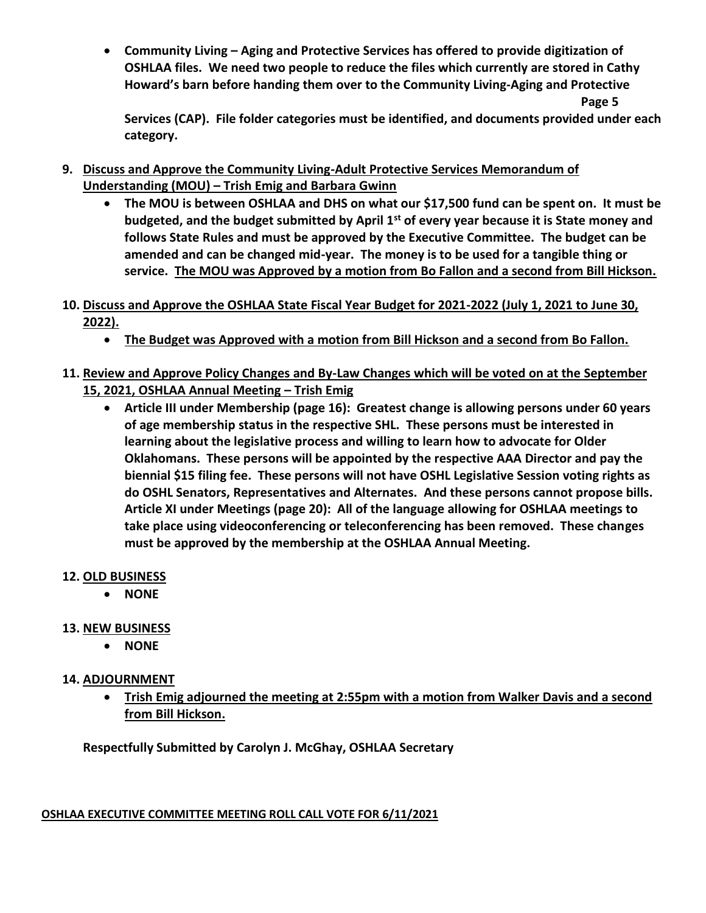- **Community Living – Aging and Protective Services has offered to provide digitization of OSHLAA files. We need two people to reduce the files which currently are stored in Cathy Howard's barn before handing them over to the Community Living-Aging and Protective Services (CAP). File folder categories must be identified, and documents provided under each category.**

9. **Discuss and Approve the Community Living-Adult Protective Services Memorandum of Understanding (MOU) – Trish Emig and Barbara Gwinn**
    - **The MOU is between OSHLAA and DHS on what our $17,500 fund can be spent on. It must be budgeted, and the budget submitted by April 1st of every year because it is State money and follows State Rules and must be approved by the Executive Committee. The budget can be amended and can be changed mid-year. The money is to be used for a tangible thing or service. The MOU was Approved by a motion from Bo Fallon and a second from Bill Hickson.**

10. **Discuss and Approve the OSHLAA State Fiscal Year Budget for 2021-2022 (July 1, 2021 to June 30, 2022).**
    - **The Budget was Approved with a motion from Bill Hickson and a second from Bo Fallon.**

11. **Review and Approve Policy Changes and By-Law Changes which will be voted on at the September 15, 2021, OSHLAA Annual Meeting – Trish Emig**
    - **Article III under Membership (page 16): Greatest change is allowing persons under 60 years of age membership status in the respective SHL. These persons must be interested in learning about the legislative process and willing to learn how to advocate for Older Oklahomans. These persons will be appointed by the respective AAA Director and pay the biennial $15 filing fee. These persons will not have OSHL Legislative Session voting rights as do OSHL Senators, Representatives and Alternates. And these persons cannot propose bills. Article XI under Meetings (page 20): All of the language allowing for OSHLAA meetings to take place using videoconferencing or teleconferencing has been removed. These changes must be approved by the membership at the OSHLAA Annual Meeting.**

12. **OLD BUSINESS**
    - **NONE**

13. **NEW BUSINESS**
    - **NONE**

14. **ADJOURNMENT**
    - **Trish Emig adjourned the meeting at 2:55pm with a motion from Walker Davis and a second from Bill Hickson.**

**Respectfully Submitted by Carolyn J. McGhay, OSHLAA Secretary**

**OSHLAA EXECUTIVE COMMITTEE MEETING ROLL CALL VOTE FOR 6/11/2021**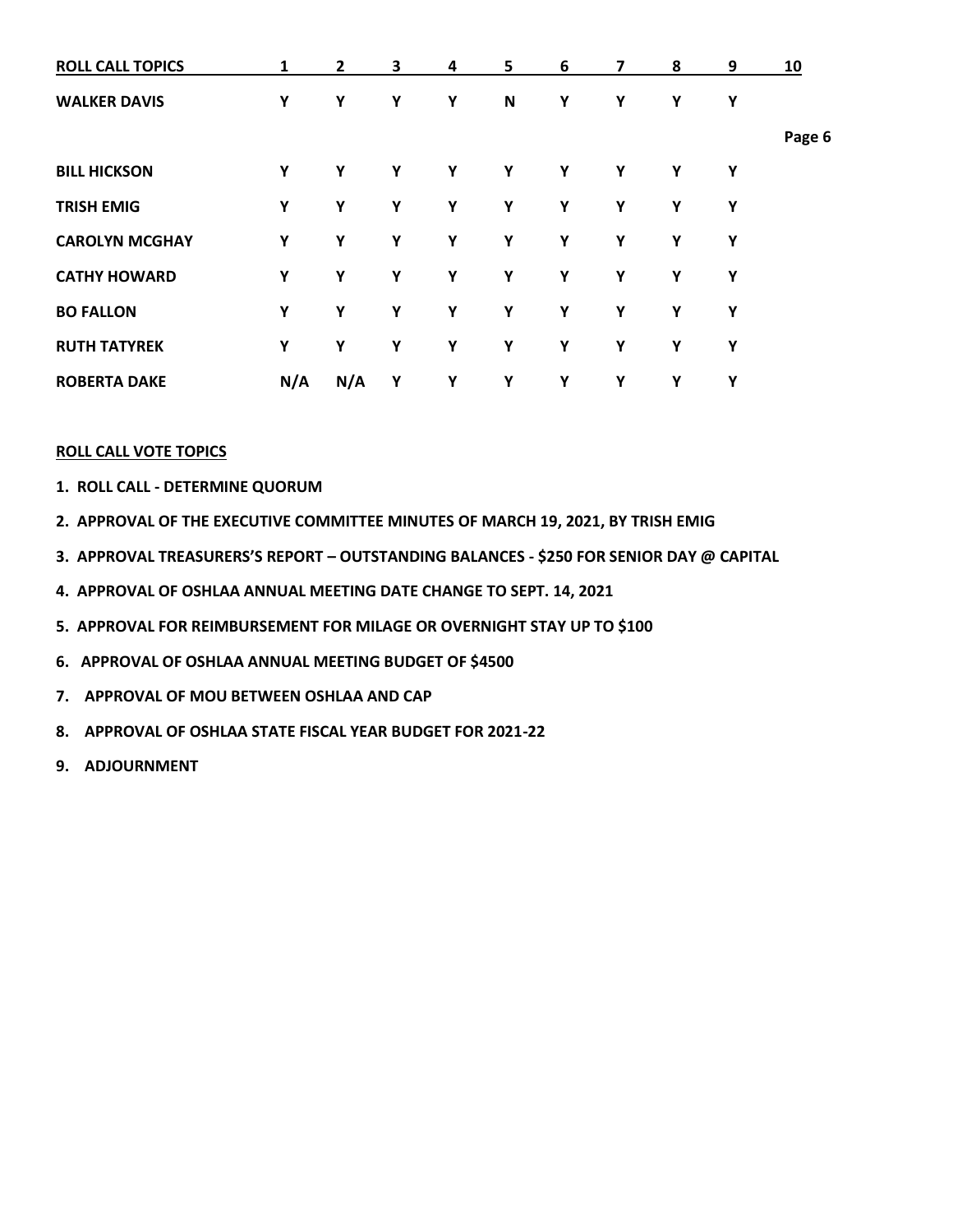| ROLL CALL TOPICS | 1 | 2 | 3 | 4 | 5 | 6 | 7 | 8 | 9 | 10 |
|---|---|---|---|---|---|---|---|---|---|---|
| WALKER DAVIS | Y | Y | Y | Y | N | Y | Y | Y | Y | |
| BILL HICKSON | Y | Y | Y | Y | Y | Y | Y | Y | Y | |
| TRISH EMIG | Y | Y | Y | Y | Y | Y | Y | Y | Y | |
| CAROLYN MCGHAY | Y | Y | Y | Y | Y | Y | Y | Y | Y | |
| CATHY HOWARD | Y | Y | Y | Y | Y | Y | Y | Y | Y | |
| BO FALLON | Y | Y | Y | Y | Y | Y | Y | Y | Y | |
| RUTH TATYREK | Y | Y | Y | Y | Y | Y | Y | Y | Y | |
| ROBERTA DAKE | N/A | N/A | Y | Y | Y | Y | Y | Y | Y | |

**ROLL CALL VOTE TOPICS**

1. **ROLL CALL - DETERMINE QUORUM**
2. **APPROVAL OF THE EXECUTIVE COMMITTEE MINUTES OF MARCH 19, 2021, BY TRISH EMIG**
3. **APPROVAL TREASURERS'S REPORT – OUTSTANDING BALANCES - $250 FOR SENIOR DAY @ CAPITAL**
4. **APPROVAL OF OSHLAA ANNUAL MEETING DATE CHANGE TO SEPT. 14, 2021**
5. **APPROVAL FOR REIMBURSEMENT FOR MILAGE OR OVERNIGHT STAY UP TO $100**
6. **APPROVAL OF OSHLAA ANNUAL MEETING BUDGET OF $4500**
7. **APPROVAL OF MOU BETWEEN OSHLAA AND CAP**
8. **APPROVAL OF OSHLAA STATE FISCAL YEAR BUDGET FOR 2021-22**
9. **ADJOURNMENT**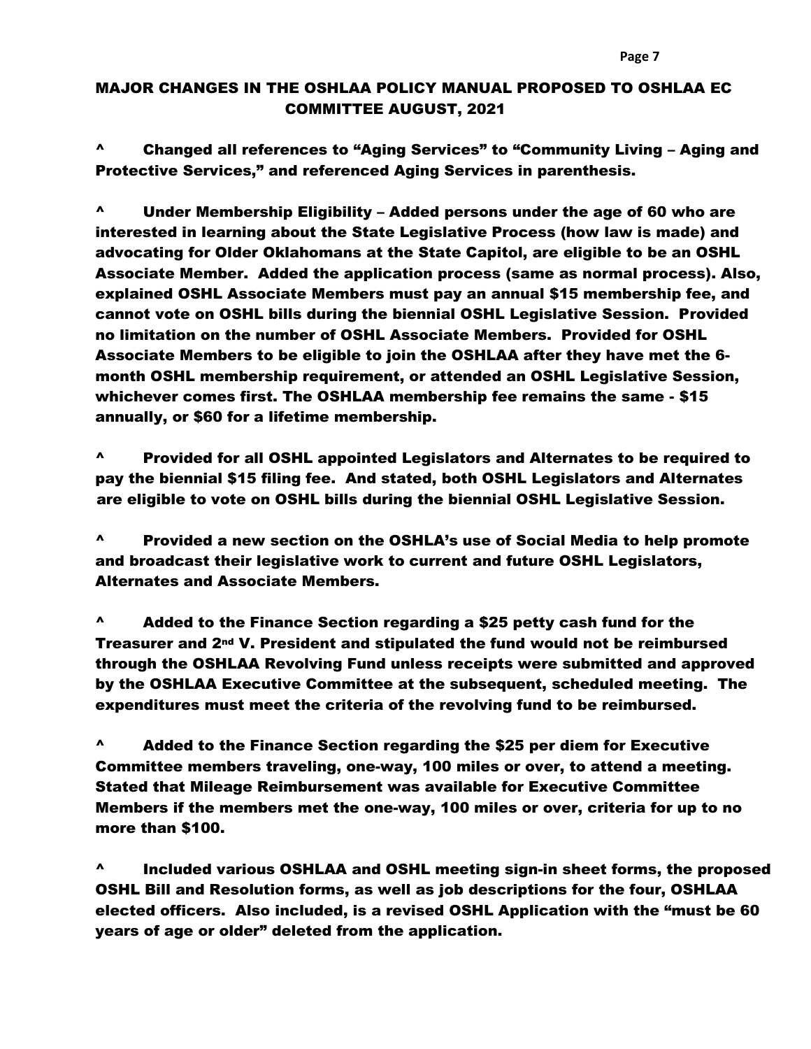## MAJOR CHANGES IN THE OSHLAA POLICY MANUAL PROPOSED TO OSHLAA EC COMMITTEE AUGUST, 2021

^ Changed all references to "Aging Services" to "Community Living – Aging and Protective Services," and referenced Aging Services in parenthesis.

^ Under Membership Eligibility – Added persons under the age of 60 who are interested in learning about the State Legislative Process (how law is made) and advocating for Older Oklahomans at the State Capitol, are eligible to be an OSHL Associate Member. Added the application process (same as normal process). Also, explained OSHL Associate Members must pay an annual $15 membership fee, and cannot vote on OSHL bills during the biennial OSHL Legislative Session. Provided no limitation on the number of OSHL Associate Members. Provided for OSHL Associate Members to be eligible to join the OSHLAA after they have met the 6-month OSHL membership requirement, or attended an OSHL Legislative Session, whichever comes first. The OSHLAA membership fee remains the same - $15 annually, or $60 for a lifetime membership.

^ Provided for all OSHL appointed Legislators and Alternates to be required to pay the biennial $15 filing fee. And stated, both OSHL Legislators and Alternates are eligible to vote on OSHL bills during the biennial OSHL Legislative Session.

^ Provided a new section on the OSHLA's use of Social Media to help promote and broadcast their legislative work to current and future OSHL Legislators, Alternates and Associate Members.

^ Added to the Finance Section regarding a $25 petty cash fund for the Treasurer and 2nd V. President and stipulated the fund would not be reimbursed through the OSHLAA Revolving Fund unless receipts were submitted and approved by the OSHLAA Executive Committee at the subsequent, scheduled meeting. The expenditures must meet the criteria of the revolving fund to be reimbursed.

^ Added to the Finance Section regarding the $25 per diem for Executive Committee members traveling, one-way, 100 miles or over, to attend a meeting. Stated that Mileage Reimbursement was available for Executive Committee Members if the members met the one-way, 100 miles or over, criteria for up to no more than $100.

^ Included various OSHLAA and OSHL meeting sign-in sheet forms, the proposed OSHL Bill and Resolution forms, as well as job descriptions for the four, OSHLAA elected officers. Also included, is a revised OSHL Application with the "must be 60 years of age or older" deleted from the application.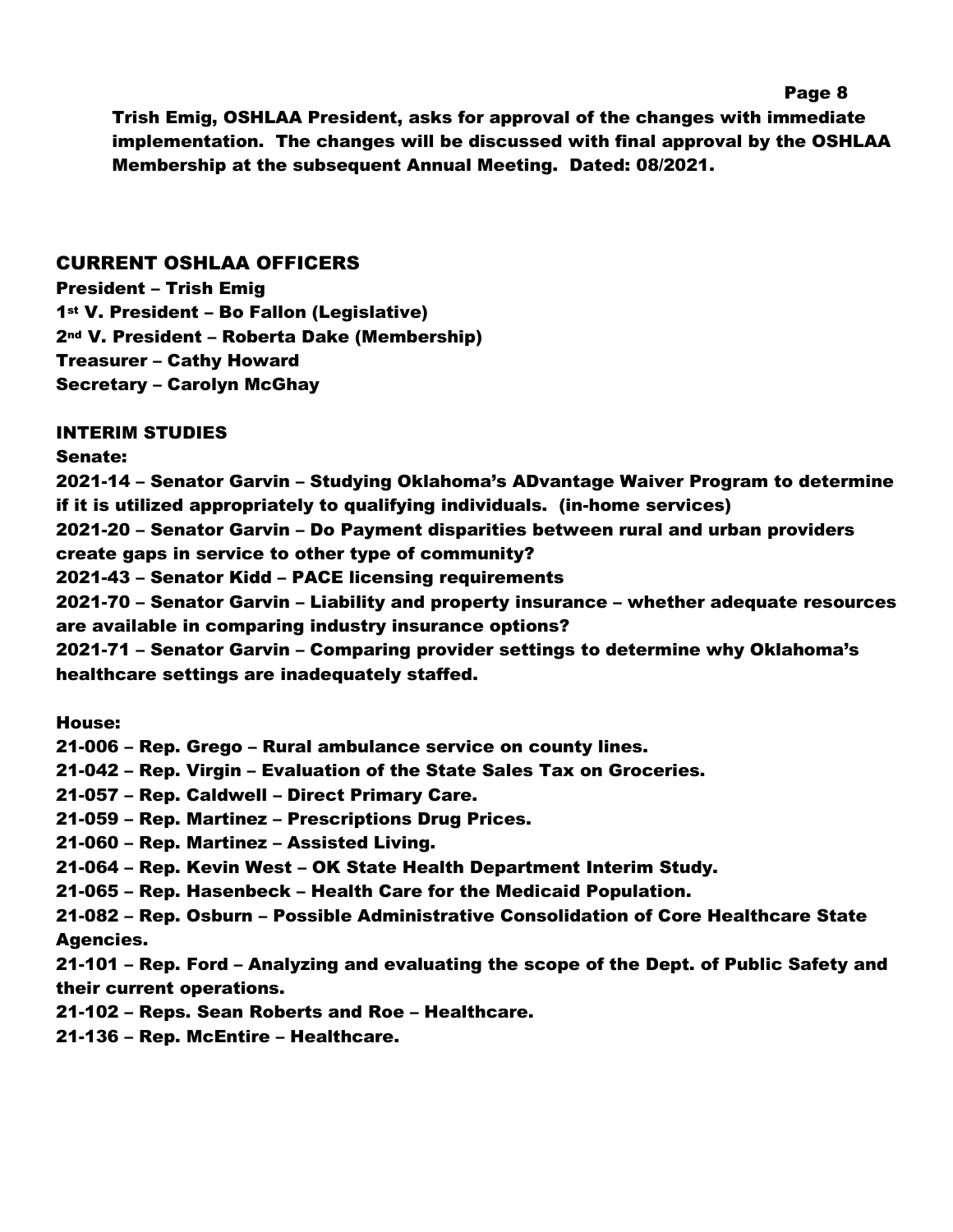**Trish Emig, OSHLAA President, asks for approval of the changes with immediate implementation. The changes will be discussed with final approval by the OSHLAA Membership at the subsequent Annual Meeting. Dated: 08/2021.**

## CURRENT OSHLAA OFFICERS

**President – Trish Emig**
**1st V. President – Bo Fallon (Legislative)**
**2nd V. President – Roberta Dake (Membership)**
**Treasurer – Cathy Howard**
**Secretary – Carolyn McGhay**

## INTERIM STUDIES

**Senate:**

**2021-14 – Senator Garvin – Studying Oklahoma's ADvantage Waiver Program to determine if it is utilized appropriately to qualifying individuals. (in-home services)**
**2021-20 – Senator Garvin – Do Payment disparities between rural and urban providers create gaps in service to other type of community?**
**2021-43 – Senator Kidd – PACE licensing requirements**
**2021-70 – Senator Garvin – Liability and property insurance – whether adequate resources are available in comparing industry insurance options?**
**2021-71 – Senator Garvin – Comparing provider settings to determine why Oklahoma's healthcare settings are inadequately staffed.**

**House:**

**21-006 – Rep. Grego – Rural ambulance service on county lines.**
**21-042 – Rep. Virgin – Evaluation of the State Sales Tax on Groceries.**
**21-057 – Rep. Caldwell – Direct Primary Care.**
**21-059 – Rep. Martinez – Prescriptions Drug Prices.**
**21-060 – Rep. Martinez – Assisted Living.**
**21-064 – Rep. Kevin West – OK State Health Department Interim Study.**
**21-065 – Rep. Hasenbeck – Health Care for the Medicaid Population.**
**21-082 – Rep. Osburn – Possible Administrative Consolidation of Core Healthcare State Agencies.**
**21-101 – Rep. Ford – Analyzing and evaluating the scope of the Dept. of Public Safety and their current operations.**
**21-102 – Reps. Sean Roberts and Roe – Healthcare.**
**21-136 – Rep. McEntire – Healthcare.**